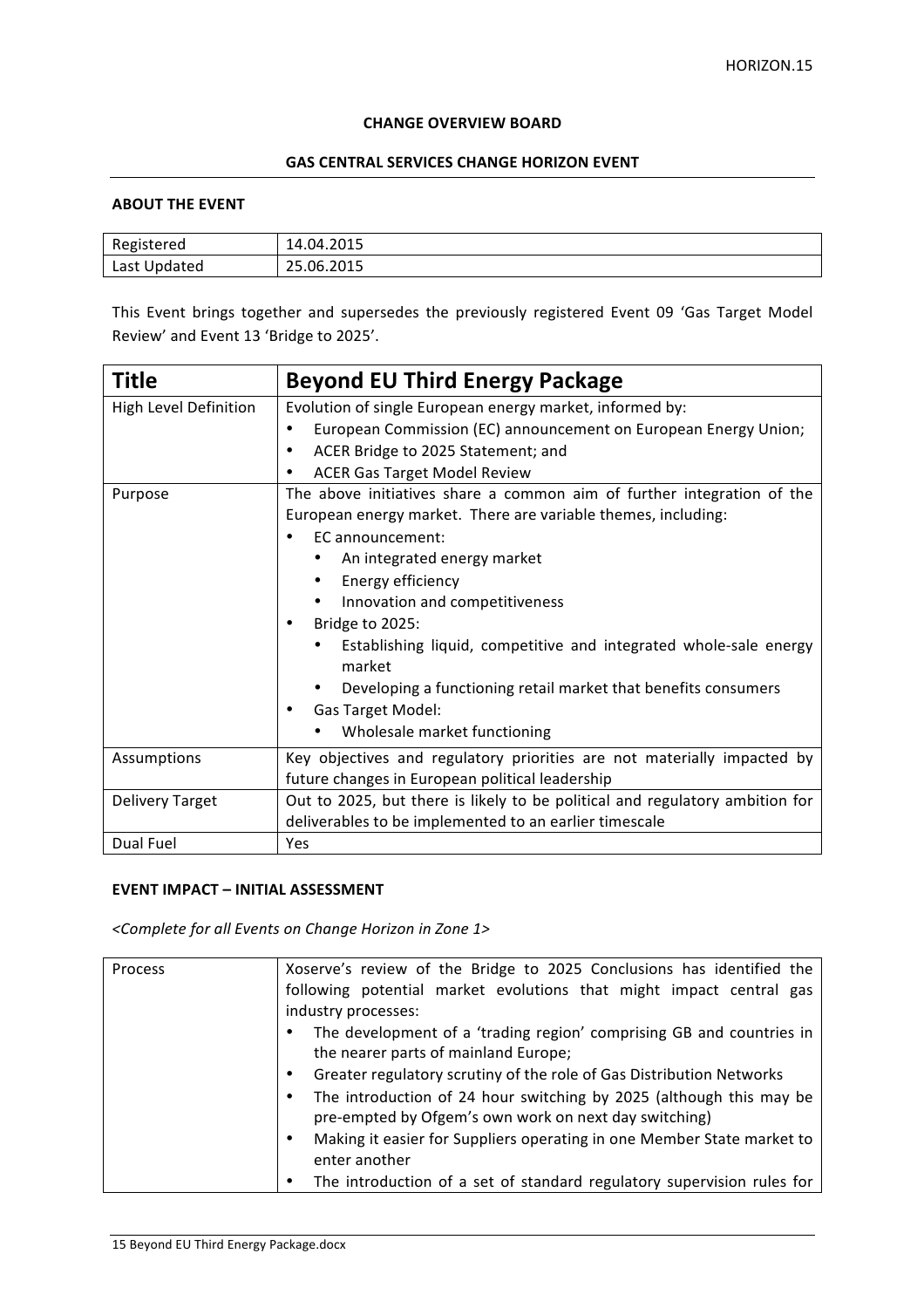**CHANGE OVERVIEW BOARD**

**GAS CENTRAL SERVICES CHANGE HORIZON EVENT**

**ABOUT THE EVENT**

| Registered | 14.04.2015 |
|---|---|
| Last Updated | 25.06.2015 |

This Event brings together and supersedes the previously registered Event 09 'Gas Target Model Review' and Event 13 'Bridge to 2025'.

| **Title** | **Beyond EU Third Energy Package** |
|---|---|
| High Level Definition | Evolution of single European energy market, informed by:<br>• European Commission (EC) announcement on European Energy Union;<br>• ACER Bridge to 2025 Statement; and<br>• ACER Gas Target Model Review |
| Purpose | The above initiatives share a common aim of further integration of the European energy market. There are variable themes, including:<br>• EC announcement:<br>  • An integrated energy market<br>  • Energy efficiency<br>  • Innovation and competitiveness<br>• Bridge to 2025:<br>  • Establishing liquid, competitive and integrated whole-sale energy market<br>  • Developing a functioning retail market that benefits consumers<br>• Gas Target Model:<br>  • Wholesale market functioning |
| Assumptions | Key objectives and regulatory priorities are not materially impacted by future changes in European political leadership |
| Delivery Target | Out to 2025, but there is likely to be political and regulatory ambition for deliverables to be implemented to an earlier timescale |
| Dual Fuel | Yes |

**EVENT IMPACT – INITIAL ASSESSMENT**

*<Complete for all Events on Change Horizon in Zone 1>*

| Process | Xoserve's review of the Bridge to 2025 Conclusions has identified the following potential market evolutions that might impact central gas industry processes:<br>• The development of a 'trading region' comprising GB and countries in the nearer parts of mainland Europe;<br>• Greater regulatory scrutiny of the role of Gas Distribution Networks<br>• The introduction of 24 hour switching by 2025 (although this may be pre-empted by Ofgem's own work on next day switching)<br>• Making it easier for Suppliers operating in one Member State market to enter another<br>• The introduction of a set of standard regulatory supervision rules for |
|---|---|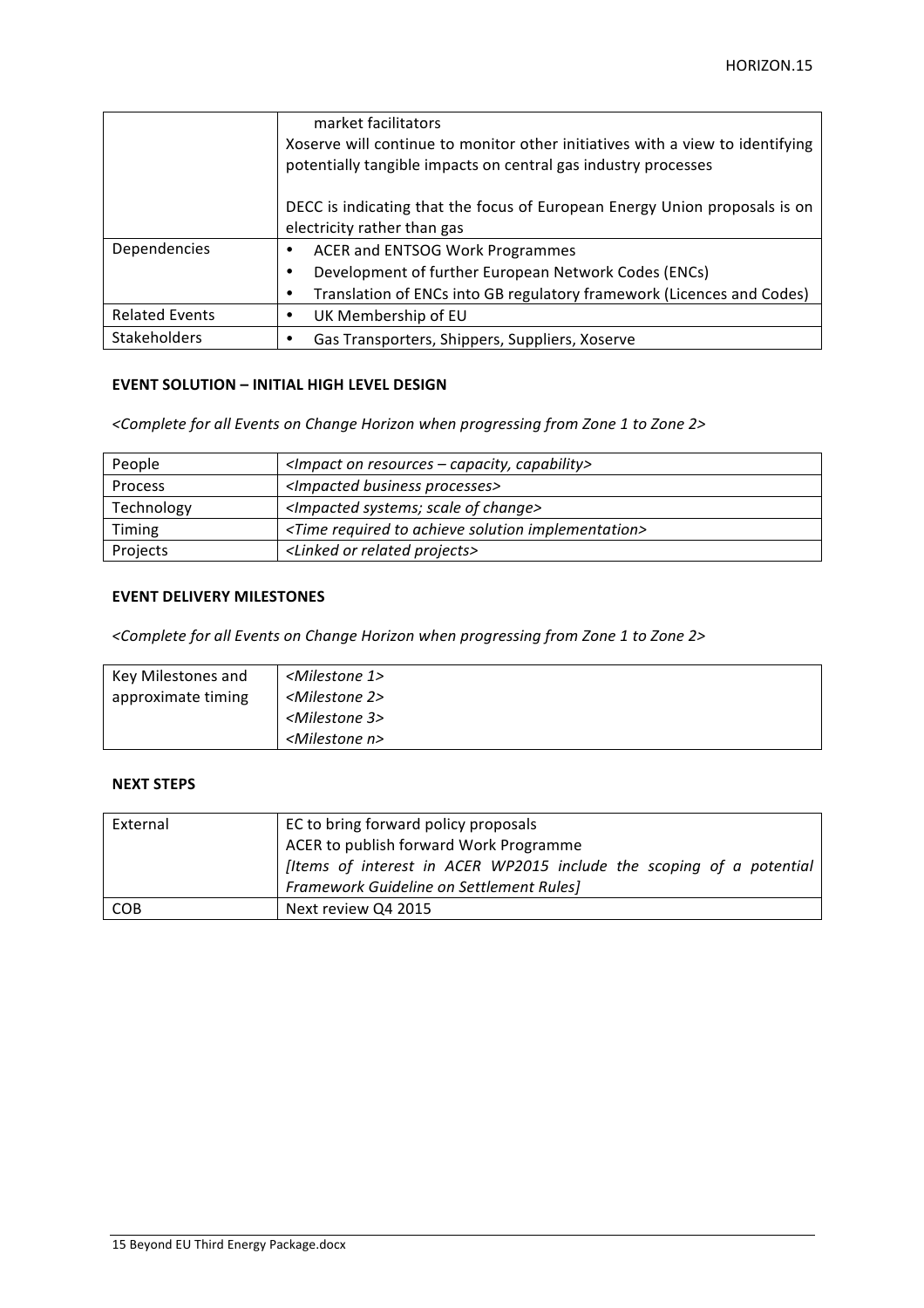| | |
|---|---|
| | market facilitators<br>Xoserve will continue to monitor other initiatives with a view to identifying potentially tangible impacts on central gas industry processes<br><br>DECC is indicating that the focus of European Energy Union proposals is on electricity rather than gas |
| Dependencies | • ACER and ENTSOG Work Programmes<br>• Development of further European Network Codes (ENCs)<br>• Translation of ENCs into GB regulatory framework (Licences and Codes) |
| Related Events | • UK Membership of EU |
| Stakeholders | • Gas Transporters, Shippers, Suppliers, Xoserve |

**EVENT SOLUTION – INITIAL HIGH LEVEL DESIGN**

*<Complete for all Events on Change Horizon when progressing from Zone 1 to Zone 2>*

| | |
|---|---|
| People | *<Impact on resources – capacity, capability>* |
| Process | *<Impacted business processes>* |
| Technology | *<Impacted systems; scale of change>* |
| Timing | *<Time required to achieve solution implementation>* |
| Projects | *<Linked or related projects>* |

**EVENT DELIVERY MILESTONES**

*<Complete for all Events on Change Horizon when progressing from Zone 1 to Zone 2>*

| | |
|---|---|
| Key Milestones and approximate timing | *<Milestone 1>*<br>*<Milestone 2>*<br>*<Milestone 3>*<br>*<Milestone n>* |

**NEXT STEPS**

| | |
|---|---|
| External | EC to bring forward policy proposals<br>ACER to publish forward Work Programme<br>*[Items of interest in ACER WP2015 include the scoping of a potential Framework Guideline on Settlement Rules]* |
| COB | Next review Q4 2015 |